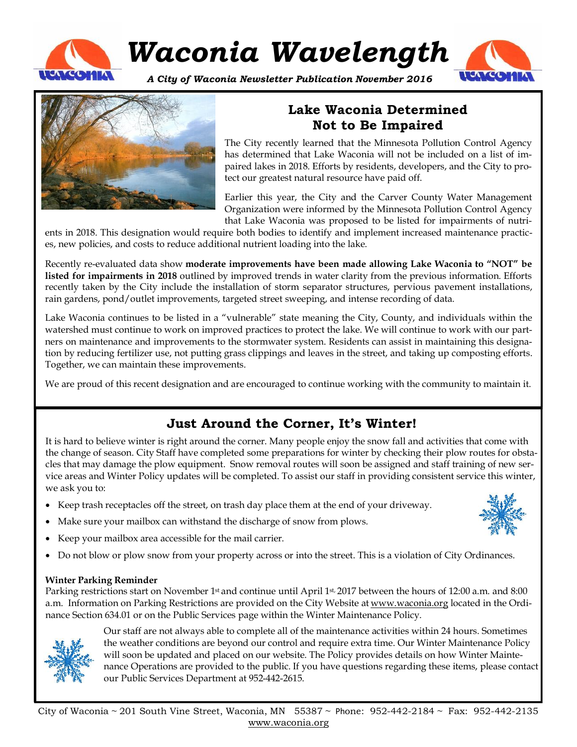# Waconia Wavelength

*A City of Waconia Newsletter Publication November 2016*

## Lake Waconia Determined Not to Be Impaired

The City recently learned that the Minnesota Pollution Control Agency has determined that Lake Waconia will not be included on a list of impaired lakes in 2018. Efforts by residents, developers, and the City to protect our greatest natural resource have paid off.

Earlier this year, the City and the Carver County Water Management Organization were informed by the Minnesota Pollution Control Agency that Lake Waconia was proposed to be listed for impairments of nutrients in 2018. This designation would require both bodies to identify and implement increased maintenance practices, new policies, and costs to reduce additional nutrient loading into the lake.

Recently re-evaluated data show **moderate improvements have been made allowing Lake Waconia to "NOT" be listed for impairments in 2018** outlined by improved trends in water clarity from the previous information. Efforts recently taken by the City include the installation of storm separator structures, pervious pavement installations, rain gardens, pond/outlet improvements, targeted street sweeping, and intense recording of data.

Lake Waconia continues to be listed in a "vulnerable" state meaning the City, County, and individuals within the watershed must continue to work on improved practices to protect the lake. We will continue to work with our partners on maintenance and improvements to the stormwater system. Residents can assist in maintaining this designation by reducing fertilizer use, not putting grass clippings and leaves in the street, and taking up composting efforts. Together, we can maintain these improvements.

We are proud of this recent designation and are encouraged to continue working with the community to maintain it.

## Just Around the Corner, It's Winter!

It is hard to believe winter is right around the corner. Many people enjoy the snow fall and activities that come with the change of season. City Staff have completed some preparations for winter by checking their plow routes for obstacles that may damage the plow equipment. Snow removal routes will soon be assigned and staff training of new service areas and Winter Policy updates will be completed. To assist our staff in providing consistent service this winter, we ask you to:

- Keep trash receptacles off the street, on trash day place them at the end of your driveway.
- Make sure your mailbox can withstand the discharge of snow from plows.
- Keep your mailbox area accessible for the mail carrier.
- Do not blow or plow snow from your property across or into the street. This is a violation of City Ordinances.

**Winter Parking Reminder**

Parking restrictions start on November 1st and continue until April 1st, 2017 between the hours of 12:00 a.m. and 8:00 a.m. Information on Parking Restrictions are provided on the City Website at www.waconia.org located in the Ordinance Section 634.01 or on the Public Services page within the Winter Maintenance Policy.

Our staff are not always able to complete all of the maintenance activities within 24 hours. Sometimes the weather conditions are beyond our control and require extra time. Our Winter Maintenance Policy will soon be updated and placed on our website. The Policy provides details on how Winter Maintenance Operations are provided to the public. If you have questions regarding these items, please contact our Public Services Department at 952-442-2615.

City of Waconia ~ 201 South Vine Street, Waconia, MN 55387 ~ Phone: 952-442-2184 ~ Fax: 952-442-2135
www.waconia.org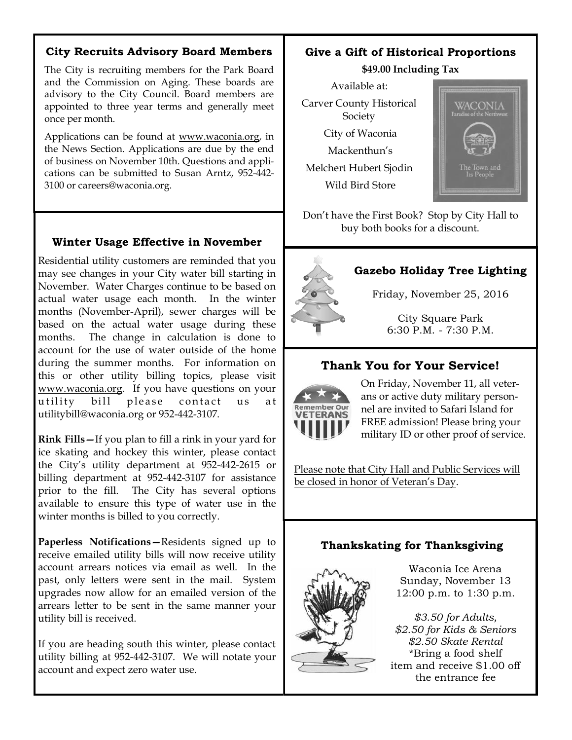### City Recruits Advisory Board Members

The City is recruiting members for the Park Board and the Commission on Aging. These boards are advisory to the City Council. Board members are appointed to three year terms and generally meet once per month.

Applications can be found at www.waconia.org, in the News Section. Applications are due by the end of business on November 10th. Questions and applications can be submitted to Susan Arntz, 952-442-3100 or careers@waconia.org.

### Winter Usage Effective in November

Residential utility customers are reminded that you may see changes in your City water bill starting in November. Water Charges continue to be based on actual water usage each month. In the winter months (November-April), sewer charges will be based on the actual water usage during these months. The change in calculation is done to account for the use of water outside of the home during the summer months. For information on this or other utility billing topics, please visit www.waconia.org. If you have questions on your utility bill please contact us at utilitybill@waconia.org or 952-442-3107.

**Rink Fills—**If you plan to fill a rink in your yard for ice skating and hockey this winter, please contact the City's utility department at 952-442-2615 or billing department at 952-442-3107 for assistance prior to the fill. The City has several options available to ensure this type of water use in the winter months is billed to you correctly.

**Paperless Notifications—**Residents signed up to receive emailed utility bills will now receive utility account arrears notices via email as well. In the past, only letters were sent in the mail. System upgrades now allow for an emailed version of the arrears letter to be sent in the same manner your utility bill is received.

If you are heading south this winter, please contact utility billing at 952-442-3107. We will notate your account and expect zero water use.

### Give a Gift of Historical Proportions

**$49.00 Including Tax**

Available at:

Carver County Historical Society

City of Waconia

Mackenthun's

Melchert Hubert Sjodin

Wild Bird Store

WACONIA
Paradise of the Northwest
The Town and Its People

Don't have the First Book? Stop by City Hall to buy both books for a discount.

### Gazebo Holiday Tree Lighting

Friday, November 25, 2016

City Square Park
6:30 P.M. - 7:30 P.M.

### Thank You for Your Service!

Remember Our VETERANS

On Friday, November 11, all veterans or active duty military personnel are invited to Safari Island for FREE admission! Please bring your military ID or other proof of service.

Please note that City Hall and Public Services will be closed in honor of Veteran's Day.

### Thankskating for Thanksgiving

Waconia Ice Arena
Sunday, November 13
12:00 p.m. to 1:30 p.m.

*$3.50 for Adults,*
*$2.50 for Kids & Seniors*
*$2.50 Skate Rental*
*Bring a food shelf item and receive $1.00 off the entrance fee